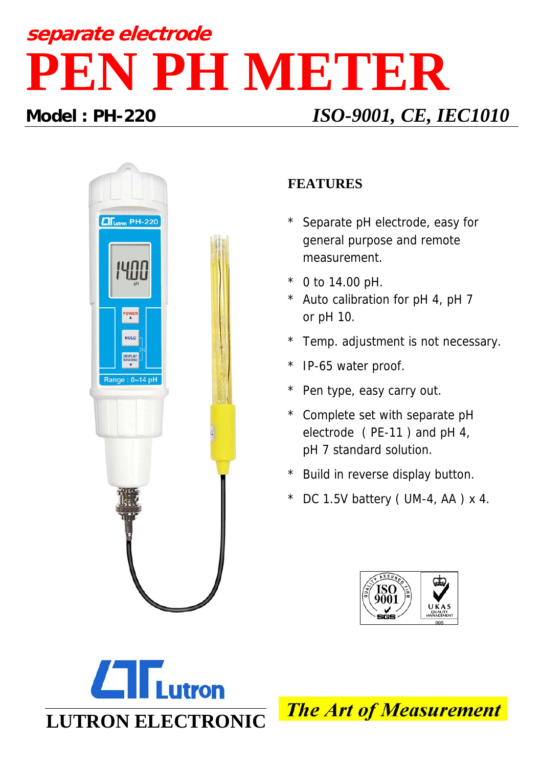*separate electrode*

# PEN PH METER

**Model : PH-220** *ISO-9001, CE, IEC1010*

## FEATURES

* Separate pH electrode, easy for general purpose and remote measurement.
* 0 to 14.00 pH.
* Auto calibration for pH 4, pH 7 or pH 10.
* Temp. adjustment is not necessary.
* IP-65 water proof.
* Pen type, easy carry out.
* Complete set with separate pH electrode ( PE-11 ) and pH 4, pH 7 standard solution.
* Build in reverse display button.
* DC 1.5V battery ( UM-4, AA ) x 4.

**LUTRON ELECTRONIC**

*The Art of Measurement*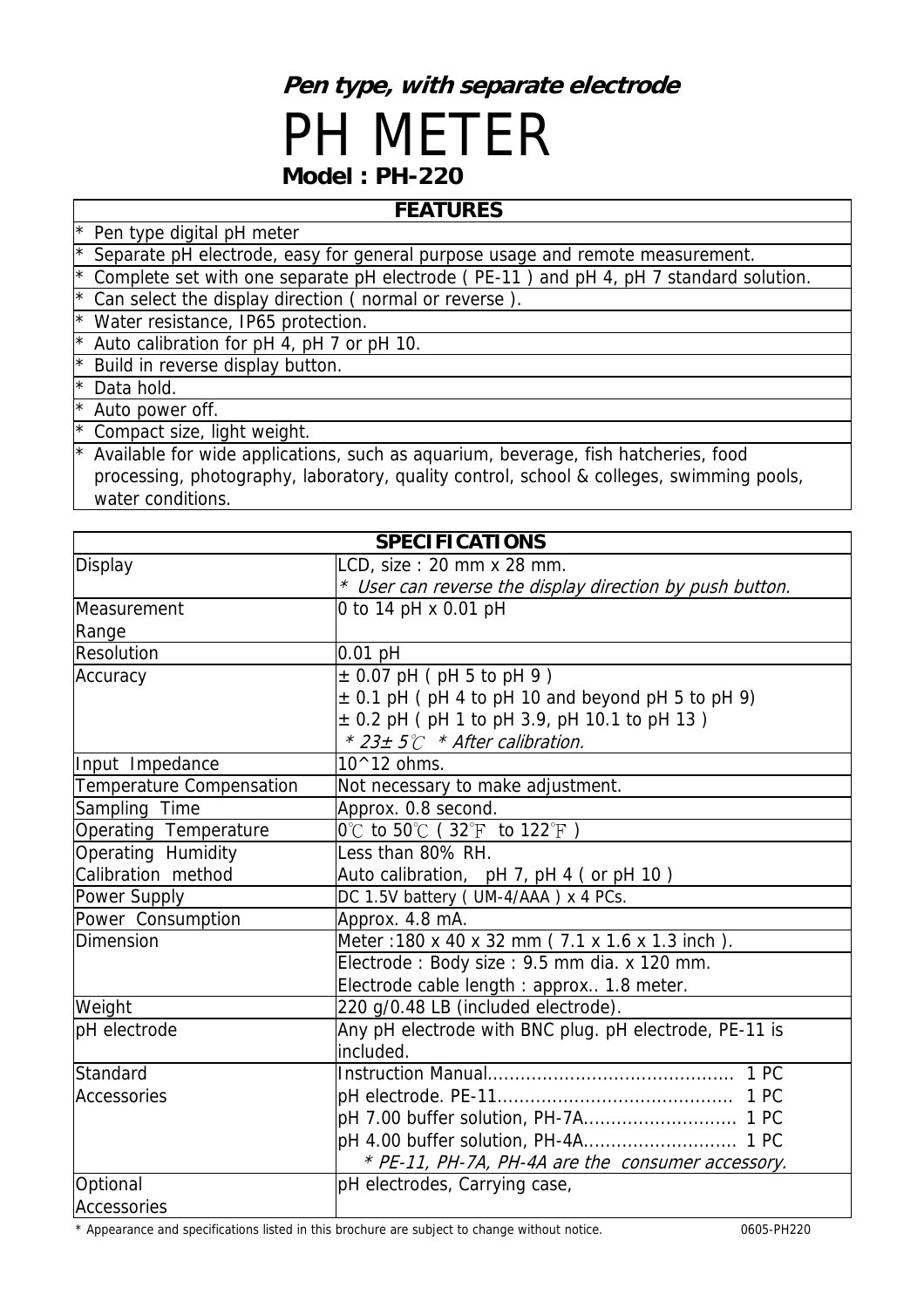***Pen type, with separate electrode***

# PH METER

**Model : PH-220**

| FEATURES |
| --- |
| * Pen type digital pH meter |
| * Separate pH electrode, easy for general purpose usage and remote measurement. |
| * Complete set with one separate pH electrode ( PE-11 ) and pH 4, pH 7 standard solution. |
| * Can select the display direction ( normal or reverse ). |
| * Water resistance, IP65 protection. |
| * Auto calibration for pH 4, pH 7 or pH 10. |
| * Build in reverse display button. |
| * Data hold. |
| * Auto power off. |
| * Compact size, light weight. |
| * Available for wide applications, such as aquarium, beverage, fish hatcheries, food processing, photography, laboratory, quality control, school & colleges, swimming pools, water conditions. |

| SPECIFICATIONS | |
| --- | --- |
| Display | LCD, size : 20 mm x 28 mm.<br>*\* User can reverse the display direction by push button.* |
| Measurement Range | 0 to 14 pH x 0.01 pH |
| Resolution | 0.01 pH |
| Accuracy | ± 0.07 pH ( pH 5 to pH 9 )<br>± 0.1 pH ( pH 4 to pH 10 and beyond pH 5 to pH 9)<br>± 0.2 pH ( pH 1 to pH 3.9, pH 10.1 to pH 13 )<br>*\* 23± 5℃ \* After calibration.* |
| Input Impedance | 10^12 ohms. |
| Temperature Compensation | Not necessary to make adjustment. |
| Sampling Time | Approx. 0.8 second. |
| Operating Temperature | 0℃ to 50℃ ( 32℉ to 122℉ ) |
| Operating Humidity | Less than 80% RH. |
| Calibration method | Auto calibration, pH 7, pH 4 ( or pH 10 ) |
| Power Supply | DC 1.5V battery ( UM-4/AAA ) x 4 PCs. |
| Power Consumption | Approx. 4.8 mA. |
| Dimension | Meter :180 x 40 x 32 mm ( 7.1 x 1.6 x 1.3 inch ).<br>Electrode : Body size : 9.5 mm dia. x 120 mm.<br>Electrode cable length : approx.. 1.8 meter. |
| Weight | 220 g/0.48 LB (included electrode). |
| pH electrode | Any pH electrode with BNC plug. pH electrode, PE-11 is included. |
| Standard Accessories | Instruction Manual............................................ 1 PC<br>pH electrode. PE-11.......................................... 1 PC<br>pH 7.00 buffer solution, PH-7A............................ 1 PC<br>pH 4.00 buffer solution, PH-4A............................ 1 PC<br>*\* PE-11, PH-7A, PH-4A are the consumer accessory.* |
| Optional Accessories | pH electrodes, Carrying case, |

\* Appearance and specifications listed in this brochure are subject to change without notice. 0605-PH220